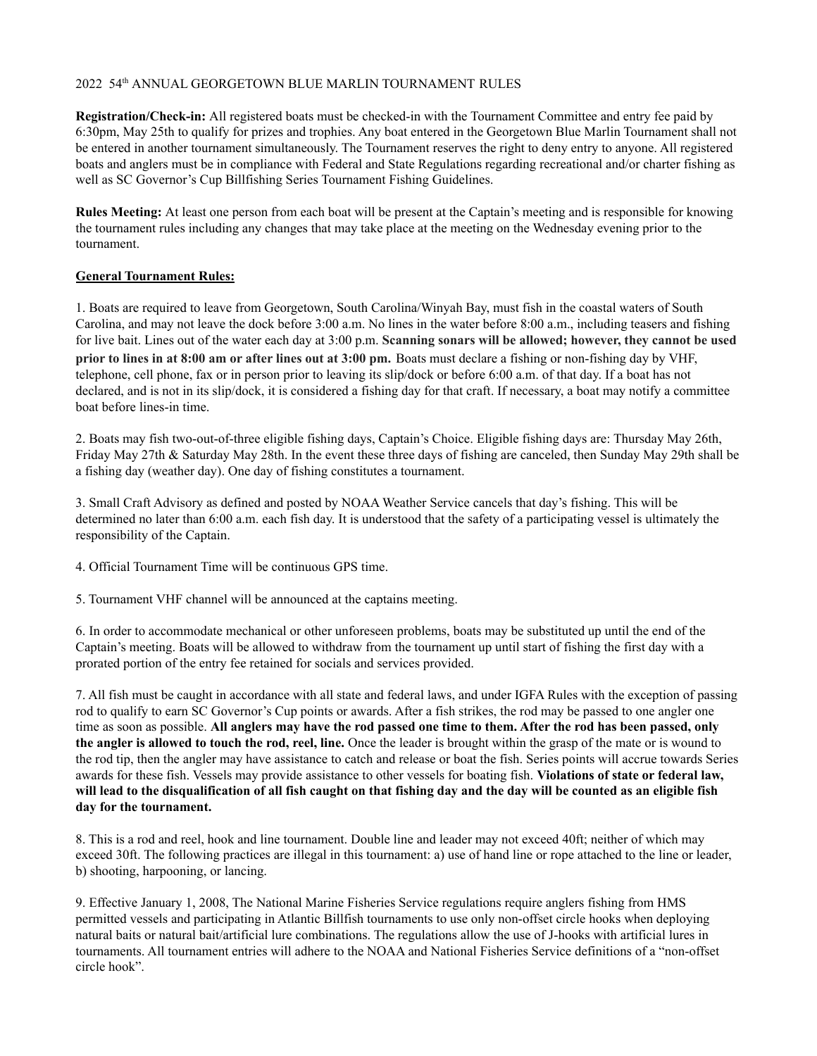2022 54th ANNUAL GEORGETOWN BLUE MARLIN TOURNAMENT RULES

**Registration/Check-in:** All registered boats must be checked-in with the Tournament Committee and entry fee paid by 6:30pm, May 25th to qualify for prizes and trophies. Any boat entered in the Georgetown Blue Marlin Tournament shall not be entered in another tournament simultaneously. The Tournament reserves the right to deny entry to anyone. All registered boats and anglers must be in compliance with Federal and State Regulations regarding recreational and/or charter fishing as well as SC Governor's Cup Billfishing Series Tournament Fishing Guidelines.

**Rules Meeting:** At least one person from each boat will be present at the Captain's meeting and is responsible for knowing the tournament rules including any changes that may take place at the meeting on the Wednesday evening prior to the tournament.

**General Tournament Rules:**

1. Boats are required to leave from Georgetown, South Carolina/Winyah Bay, must fish in the coastal waters of South Carolina, and may not leave the dock before 3:00 a.m. No lines in the water before 8:00 a.m., including teasers and fishing for live bait. Lines out of the water each day at 3:00 p.m. **Scanning sonars will be allowed; however, they cannot be used prior to lines in at 8:00 am or after lines out at 3:00 pm.** Boats must declare a fishing or non-fishing day by VHF, telephone, cell phone, fax or in person prior to leaving its slip/dock or before 6:00 a.m. of that day. If a boat has not declared, and is not in its slip/dock, it is considered a fishing day for that craft. If necessary, a boat may notify a committee boat before lines-in time.

2. Boats may fish two-out-of-three eligible fishing days, Captain's Choice. Eligible fishing days are: Thursday May 26th, Friday May 27th & Saturday May 28th. In the event these three days of fishing are canceled, then Sunday May 29th shall be a fishing day (weather day). One day of fishing constitutes a tournament.

3. Small Craft Advisory as defined and posted by NOAA Weather Service cancels that day's fishing. This will be determined no later than 6:00 a.m. each fish day. It is understood that the safety of a participating vessel is ultimately the responsibility of the Captain.

4. Official Tournament Time will be continuous GPS time.

5. Tournament VHF channel will be announced at the captains meeting.

6. In order to accommodate mechanical or other unforeseen problems, boats may be substituted up until the end of the Captain's meeting. Boats will be allowed to withdraw from the tournament up until start of fishing the first day with a prorated portion of the entry fee retained for socials and services provided.

7. All fish must be caught in accordance with all state and federal laws, and under IGFA Rules with the exception of passing rod to qualify to earn SC Governor's Cup points or awards. After a fish strikes, the rod may be passed to one angler one time as soon as possible. **All anglers may have the rod passed one time to them. After the rod has been passed, only the angler is allowed to touch the rod, reel, line.** Once the leader is brought within the grasp of the mate or is wound to the rod tip, then the angler may have assistance to catch and release or boat the fish. Series points will accrue towards Series awards for these fish. Vessels may provide assistance to other vessels for boating fish. **Violations of state or federal law, will lead to the disqualification of all fish caught on that fishing day and the day will be counted as an eligible fish day for the tournament.**

8. This is a rod and reel, hook and line tournament. Double line and leader may not exceed 40ft; neither of which may exceed 30ft. The following practices are illegal in this tournament: a) use of hand line or rope attached to the line or leader, b) shooting, harpooning, or lancing.

9. Effective January 1, 2008, The National Marine Fisheries Service regulations require anglers fishing from HMS permitted vessels and participating in Atlantic Billfish tournaments to use only non-offset circle hooks when deploying natural baits or natural bait/artificial lure combinations. The regulations allow the use of J-hooks with artificial lures in tournaments. All tournament entries will adhere to the NOAA and National Fisheries Service definitions of a "non-offset circle hook".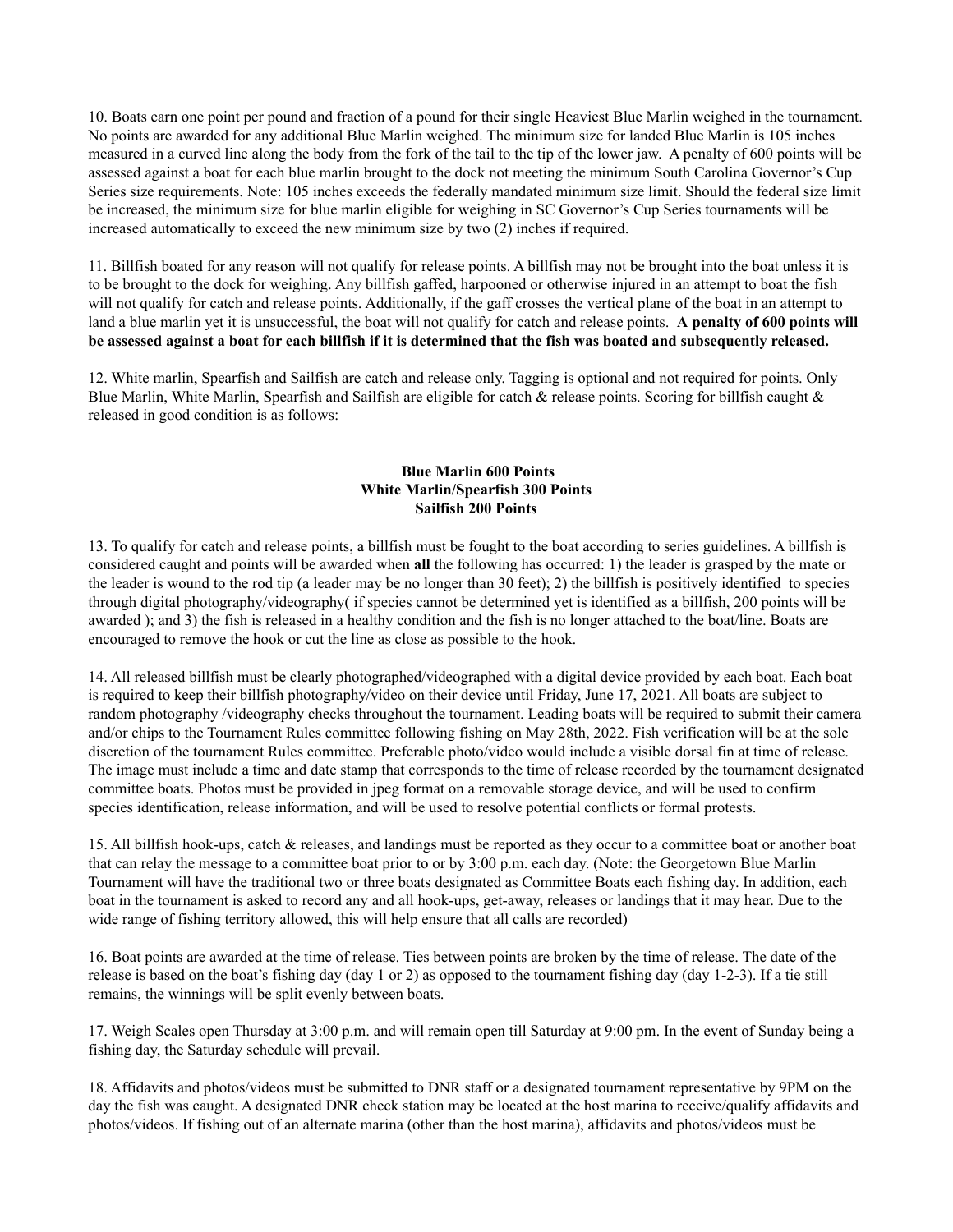10. Boats earn one point per pound and fraction of a pound for their single Heaviest Blue Marlin weighed in the tournament. No points are awarded for any additional Blue Marlin weighed. The minimum size for landed Blue Marlin is 105 inches measured in a curved line along the body from the fork of the tail to the tip of the lower jaw. A penalty of 600 points will be assessed against a boat for each blue marlin brought to the dock not meeting the minimum South Carolina Governor's Cup Series size requirements. Note: 105 inches exceeds the federally mandated minimum size limit. Should the federal size limit be increased, the minimum size for blue marlin eligible for weighing in SC Governor's Cup Series tournaments will be increased automatically to exceed the new minimum size by two (2) inches if required.

11. Billfish boated for any reason will not qualify for release points. A billfish may not be brought into the boat unless it is to be brought to the dock for weighing. Any billfish gaffed, harpooned or otherwise injured in an attempt to boat the fish will not qualify for catch and release points. Additionally, if the gaff crosses the vertical plane of the boat in an attempt to land a blue marlin yet it is unsuccessful, the boat will not qualify for catch and release points. **A penalty of 600 points will be assessed against a boat for each billfish if it is determined that the fish was boated and subsequently released.**

12. White marlin, Spearfish and Sailfish are catch and release only. Tagging is optional and not required for points. Only Blue Marlin, White Marlin, Spearfish and Sailfish are eligible for catch & release points. Scoring for billfish caught & released in good condition is as follows:

**Blue Marlin 600 Points**
**White Marlin/Spearfish 300 Points**
**Sailfish 200 Points**

13. To qualify for catch and release points, a billfish must be fought to the boat according to series guidelines. A billfish is considered caught and points will be awarded when **all** the following has occurred: 1) the leader is grasped by the mate or the leader is wound to the rod tip (a leader may be no longer than 30 feet); 2) the billfish is positively identified to species through digital photography/videography( if species cannot be determined yet is identified as a billfish, 200 points will be awarded ); and 3) the fish is released in a healthy condition and the fish is no longer attached to the boat/line. Boats are encouraged to remove the hook or cut the line as close as possible to the hook.

14. All released billfish must be clearly photographed/videographed with a digital device provided by each boat. Each boat is required to keep their billfish photography/video on their device until Friday, June 17, 2021. All boats are subject to random photography /videography checks throughout the tournament. Leading boats will be required to submit their camera and/or chips to the Tournament Rules committee following fishing on May 28th, 2022. Fish verification will be at the sole discretion of the tournament Rules committee. Preferable photo/video would include a visible dorsal fin at time of release. The image must include a time and date stamp that corresponds to the time of release recorded by the tournament designated committee boats. Photos must be provided in jpeg format on a removable storage device, and will be used to confirm species identification, release information, and will be used to resolve potential conflicts or formal protests.

15. All billfish hook-ups, catch & releases, and landings must be reported as they occur to a committee boat or another boat that can relay the message to a committee boat prior to or by 3:00 p.m. each day. (Note: the Georgetown Blue Marlin Tournament will have the traditional two or three boats designated as Committee Boats each fishing day. In addition, each boat in the tournament is asked to record any and all hook-ups, get-away, releases or landings that it may hear. Due to the wide range of fishing territory allowed, this will help ensure that all calls are recorded)

16. Boat points are awarded at the time of release. Ties between points are broken by the time of release. The date of the release is based on the boat's fishing day (day 1 or 2) as opposed to the tournament fishing day (day 1-2-3). If a tie still remains, the winnings will be split evenly between boats.

17. Weigh Scales open Thursday at 3:00 p.m. and will remain open till Saturday at 9:00 pm. In the event of Sunday being a fishing day, the Saturday schedule will prevail.

18. Affidavits and photos/videos must be submitted to DNR staff or a designated tournament representative by 9PM on the day the fish was caught. A designated DNR check station may be located at the host marina to receive/qualify affidavits and photos/videos. If fishing out of an alternate marina (other than the host marina), affidavits and photos/videos must be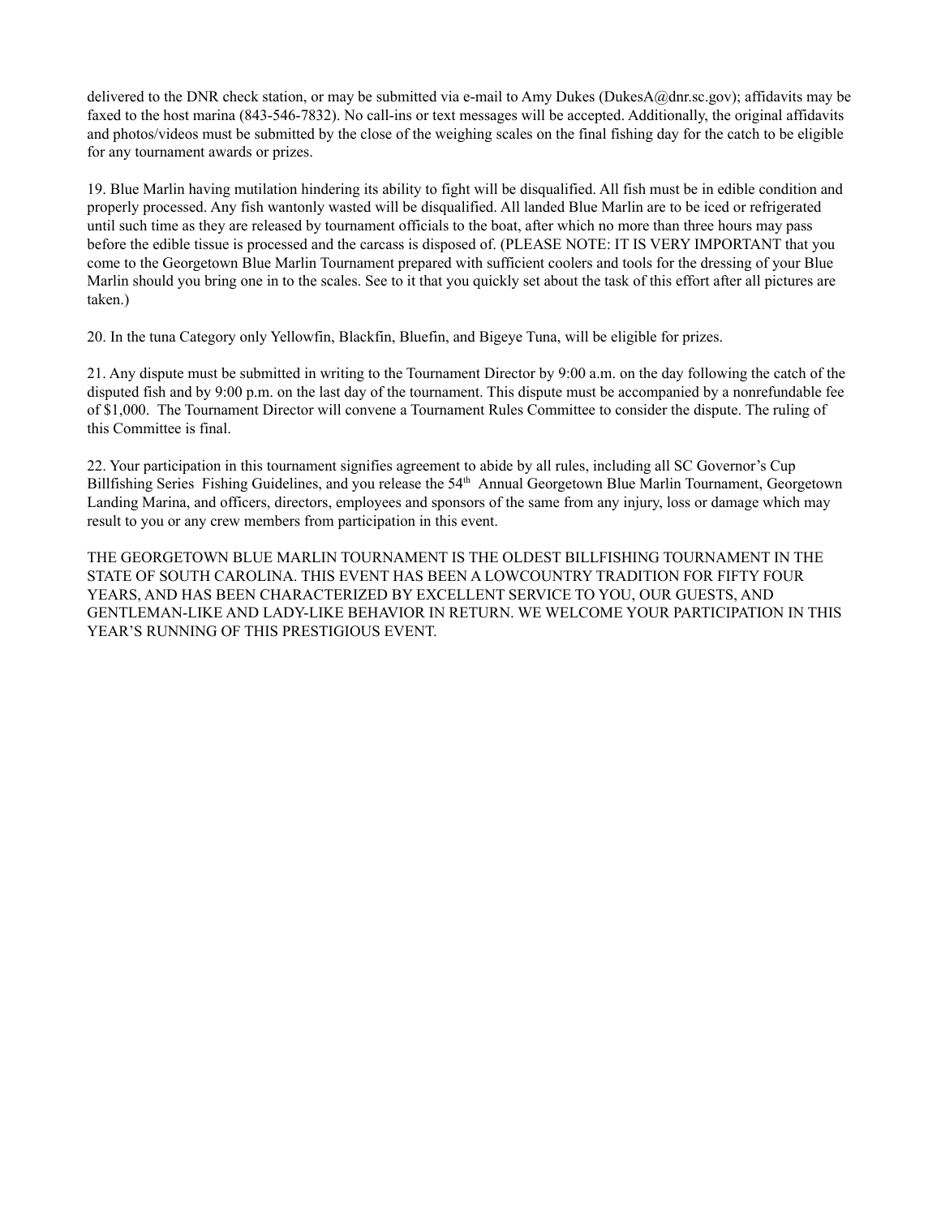delivered to the DNR check station, or may be submitted via e-mail to Amy Dukes (DukesA@dnr.sc.gov); affidavits may be faxed to the host marina (843-546-7832). No call-ins or text messages will be accepted. Additionally, the original affidavits and photos/videos must be submitted by the close of the weighing scales on the final fishing day for the catch to be eligible for any tournament awards or prizes.

19. Blue Marlin having mutilation hindering its ability to fight will be disqualified. All fish must be in edible condition and properly processed. Any fish wantonly wasted will be disqualified. All landed Blue Marlin are to be iced or refrigerated until such time as they are released by tournament officials to the boat, after which no more than three hours may pass before the edible tissue is processed and the carcass is disposed of. (PLEASE NOTE: IT IS VERY IMPORTANT that you come to the Georgetown Blue Marlin Tournament prepared with sufficient coolers and tools for the dressing of your Blue Marlin should you bring one in to the scales. See to it that you quickly set about the task of this effort after all pictures are taken.)

20. In the tuna Category only Yellowfin, Blackfin, Bluefin, and Bigeye Tuna, will be eligible for prizes.

21. Any dispute must be submitted in writing to the Tournament Director by 9:00 a.m. on the day following the catch of the disputed fish and by 9:00 p.m. on the last day of the tournament. This dispute must be accompanied by a nonrefundable fee of $1,000. The Tournament Director will convene a Tournament Rules Committee to consider the dispute. The ruling of this Committee is final.

22. Your participation in this tournament signifies agreement to abide by all rules, including all SC Governor's Cup Billfishing Series Fishing Guidelines, and you release the 54th Annual Georgetown Blue Marlin Tournament, Georgetown Landing Marina, and officers, directors, employees and sponsors of the same from any injury, loss or damage which may result to you or any crew members from participation in this event.

THE GEORGETOWN BLUE MARLIN TOURNAMENT IS THE OLDEST BILLFISHING TOURNAMENT IN THE STATE OF SOUTH CAROLINA. THIS EVENT HAS BEEN A LOWCOUNTRY TRADITION FOR FIFTY FOUR YEARS, AND HAS BEEN CHARACTERIZED BY EXCELLENT SERVICE TO YOU, OUR GUESTS, AND GENTLEMAN-LIKE AND LADY-LIKE BEHAVIOR IN RETURN. WE WELCOME YOUR PARTICIPATION IN THIS YEAR'S RUNNING OF THIS PRESTIGIOUS EVENT.